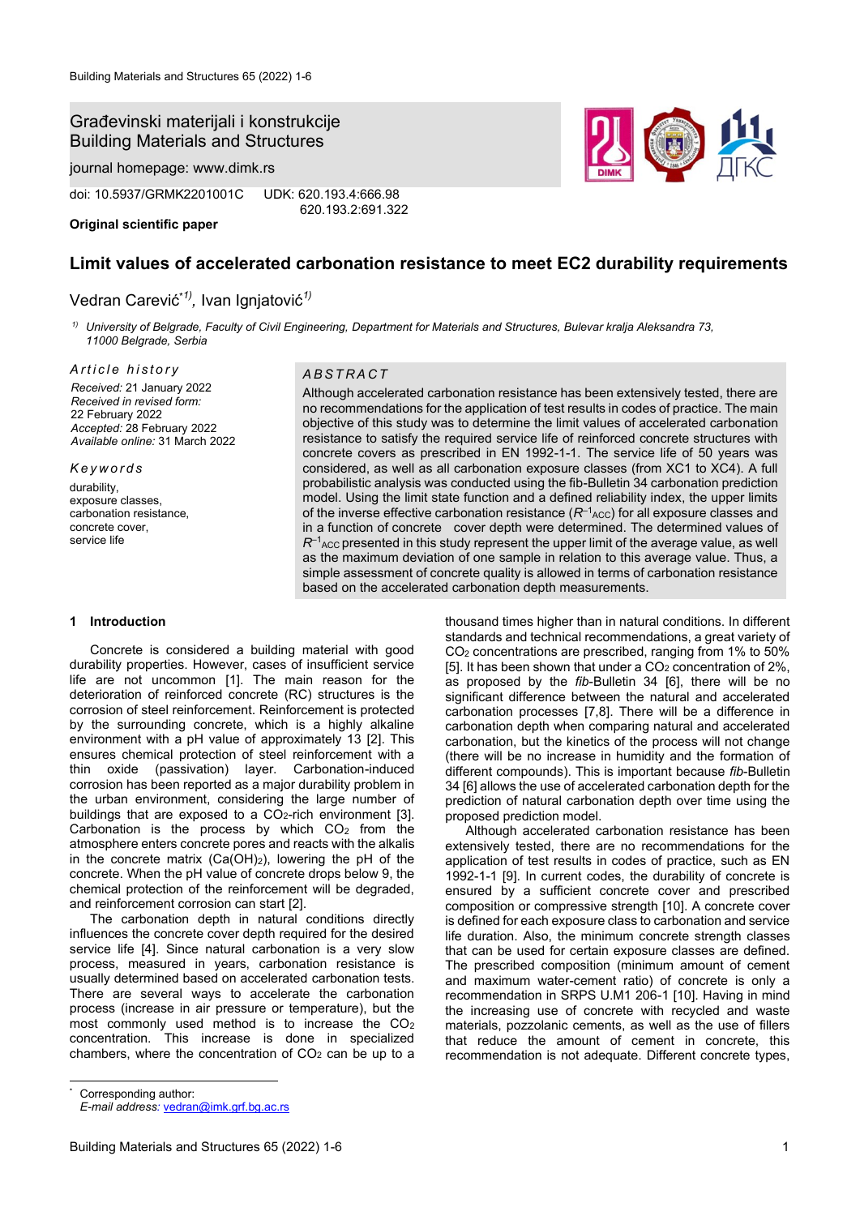Građevinski materijali i konstrukcije
Building Materials and Structures

journal homepage: www.dimk.rs

doi: 10.5937/GRMK2201001C UDK: 620.193.4:666.98
620.193.2:691.322

**Original scientific paper**

# Limit values of accelerated carbonation resistance to meet EC2 durability requirements

Vedran Carević[*1)], Ivan Ignjatović[1)]

[1)] *University of Belgrade, Faculty of Civil Engineering, Department for Materials and Structures, Bulevar kralja Aleksandra 73, 11000 Belgrade, Serbia*

*Article history*

*Received:* 21 January 2022
*Received in revised form:* 22 February 2022
*Accepted:* 28 February 2022
*Available online:* 31 March 2022

*Keywords*

durability,
exposure classes,
carbonation resistance,
concrete cover,
service life

*ABSTRACT*

Although accelerated carbonation resistance has been extensively tested, there are no recommendations for the application of test results in codes of practice. The main objective of this study was to determine the limit values of accelerated carbonation resistance to satisfy the required service life of reinforced concrete structures with concrete covers as prescribed in EN 1992-1-1. The service life of 50 years was considered, as well as all carbonation exposure classes (from XC1 to XC4). A full probabilistic analysis was conducted using the fib-Bulletin 34 carbonation prediction model. Using the limit state function and a defined reliability index, the upper limits of the inverse effective carbonation resistance ($R^{-1}_{ACC}$) for all exposure classes and in a function of concrete cover depth were determined. The determined values of $R^{-1}_{ACC}$ presented in this study represent the upper limit of the average value, as well as the maximum deviation of one sample in relation to this average value. Thus, a simple assessment of concrete quality is allowed in terms of carbonation resistance based on the accelerated carbonation depth measurements.

## 1 Introduction

Concrete is considered a building material with good durability properties. However, cases of insufficient service life are not uncommon [1]. The main reason for the deterioration of reinforced concrete (RC) structures is the corrosion of steel reinforcement. Reinforcement is protected by the surrounding concrete, which is a highly alkaline environment with a pH value of approximately 13 [2]. This ensures chemical protection of steel reinforcement with a thin oxide (passivation) layer. Carbonation-induced corrosion has been reported as a major durability problem in the urban environment, considering the large number of buildings that are exposed to a $CO_2$-rich environment [3]. Carbonation is the process by which $CO_2$ from the atmosphere enters concrete pores and reacts with the alkalis in the concrete matrix ($Ca(OH)_2$), lowering the pH of the concrete. When the pH value of concrete drops below 9, the chemical protection of the reinforcement will be degraded, and reinforcement corrosion can start [2].

The carbonation depth in natural conditions directly influences the concrete cover depth required for the desired service life [4]. Since natural carbonation is a very slow process, measured in years, carbonation resistance is usually determined based on accelerated carbonation tests. There are several ways to accelerate the carbonation process (increase in air pressure or temperature), but the most commonly used method is to increase the $CO_2$ concentration. This increase is done in specialized chambers, where the concentration of $CO_2$ can be up to a thousand times higher than in natural conditions. In different standards and technical recommendations, a great variety of $CO_2$ concentrations are prescribed, ranging from 1% to 50% [5]. It has been shown that under a $CO_2$ concentration of 2%, as proposed by the *fib*-Bulletin 34 [6], there will be no significant difference between the natural and accelerated carbonation processes [7,8]. There will be a difference in carbonation depth when comparing natural and accelerated carbonation, but the kinetics of the process will not change (there will be no increase in humidity and the formation of different compounds). This is important because *fib*-Bulletin 34 [6] allows the use of accelerated carbonation depth for the prediction of natural carbonation depth over time using the proposed prediction model.

Although accelerated carbonation resistance has been extensively tested, there are no recommendations for the application of test results in codes of practice, such as EN 1992-1-1 [9]. In current codes, the durability of concrete is ensured by a sufficient concrete cover and prescribed composition or compressive strength [10]. A concrete cover is defined for each exposure class to carbonation and service life duration. Also, the minimum concrete strength classes that can be used for certain exposure classes are defined. The prescribed composition (minimum amount of cement and maximum water-cement ratio) of concrete is only a recommendation in SRPS U.M1 206-1 [10]. Having in mind the increasing use of concrete with recycled and waste materials, pozzolanic cements, as well as the use of fillers that reduce the amount of cement in concrete, this recommendation is not adequate. Different concrete types,

[*] Corresponding author:
*E-mail address:* vedran@imk.grf.bg.ac.rs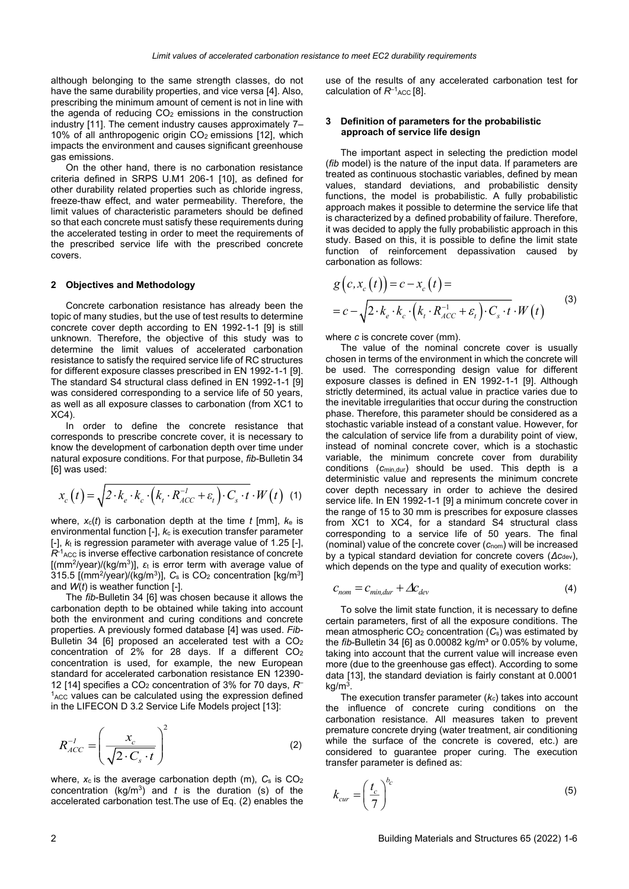although belonging to the same strength classes, do not have the same durability properties, and vice versa [4]. Also, prescribing the minimum amount of cement is not in line with the agenda of reducing $CO_2$ emissions in the construction industry [11]. The cement industry causes approximately 7–10% of all anthropogenic origin $CO_2$ emissions [12], which impacts the environment and causes significant greenhouse gas emissions.

On the other hand, there is no carbonation resistance criteria defined in SRPS U.M1 206-1 [10], as defined for other durability related properties such as chloride ingress, freeze-thaw effect, and water permeability. Therefore, the limit values of characteristic parameters should be defined so that each concrete must satisfy these requirements during the accelerated testing in order to meet the requirements of the prescribed service life with the prescribed concrete covers.

## 2 Objectives and Methodology

Concrete carbonation resistance has already been the topic of many studies, but the use of test results to determine concrete cover depth according to EN 1992-1-1 [9] is still unknown. Therefore, the objective of this study was to determine the limit values of accelerated carbonation resistance to satisfy the required service life of RC structures for different exposure classes prescribed in EN 1992-1-1 [9]. The standard S4 structural class defined in EN 1992-1-1 [9] was considered corresponding to a service life of 50 years, as well as all exposure classes to carbonation (from XC1 to XC4).

In order to define the concrete resistance that corresponds to prescribe concrete cover, it is necessary to know the development of carbonation depth over time under natural exposure conditions. For that purpose, *fib*-Bulletin 34 [6] was used:

$$x_c\left(t\right)=\sqrt{2\cdot k_e\cdot k_c\cdot\left(k_t\cdot R_{ACC}^{-1}+\varepsilon_t\right)\cdot C_s\cdot t}\cdot W\left(t\right) \quad (1)$$

where, $x_c(t)$ is carbonation depth at the time $t$ [mm], $k_e$ is environmental function [-], $k_c$ is execution transfer parameter [-], $k_t$ is regression parameter with average value of 1.25 [-], $R^{-1}_{ACC}$ is inverse effective carbonation resistance of concrete [(mm$^2$/year)/(kg/m$^3$)], $\varepsilon_t$ is error term with average value of 315.5 [(mm$^2$/year)/(kg/m$^3$)], $C_s$ is $CO_2$ concentration [kg/m$^3$] and $W(t)$ is weather function [-].

The *fib*-Bulletin 34 [6] was chosen because it allows the carbonation depth to be obtained while taking into account both the environment and curing conditions and concrete properties. A previously formed database [4] was used. *Fib*-Bulletin 34 [6] proposed an accelerated test with a $CO_2$ concentration of 2% for 28 days. If a different $CO_2$ concentration is used, for example, the new European standard for accelerated carbonation resistance EN 12390-12 [14] specifies a $CO_2$ concentration of 3% for 70 days, $R^{-1}_{ACC}$ values can be calculated using the expression defined in the LIFECON D 3.2 Service Life Models project [13]:

$$R_{ACC}^{-1}=\left(\frac{x_c}{\sqrt{2\cdot C_s\cdot t}}\right)^2 \quad (2)$$

where, $x_c$ is the average carbonation depth (m), $C_s$ is $CO_2$ concentration (kg/m$^3$) and $t$ is the duration (s) of the accelerated carbonation test. The use of Eq. (2) enables the use of the results of any accelerated carbonation test for calculation of $R^{-1}_{ACC}$ [8].

## 3 Definition of parameters for the probabilistic approach of service life design

The important aspect in selecting the prediction model (*fib* model) is the nature of the input data. If parameters are treated as continuous stochastic variables, defined by mean values, standard deviations, and probabilistic density functions, the model is probabilistic. A fully probabilistic approach makes it possible to determine the service life that is characterized by a defined probability of failure. Therefore, it was decided to apply the fully probabilistic approach in this study. Based on this, it is possible to define the limit state function of reinforcement depassivation caused by carbonation as follows:

$$\begin{aligned} g\left(c,x_c\left(t\right)\right) &= c-x_c\left(t\right)= \\ &= c-\sqrt{2\cdot k_e\cdot k_c\cdot\left(k_t\cdot R_{ACC}^{-1}+\varepsilon_t\right)\cdot C_s\cdot t}\cdot W\left(t\right) \end{aligned} \quad (3)$$

where $c$ is concrete cover (mm).

The value of the nominal concrete cover is usually chosen in terms of the environment in which the concrete will be used. The corresponding design value for different exposure classes is defined in EN 1992-1-1 [9]. Although strictly determined, its actual value in practice varies due to the inevitable irregularities that occur during the construction phase. Therefore, this parameter should be considered as a stochastic variable instead of a constant value. However, for the calculation of service life from a durability point of view, instead of nominal concrete cover, which is a stochastic variable, the minimum concrete cover from durability conditions ($c_{min,dur}$) should be used. This depth is a deterministic value and represents the minimum concrete cover depth necessary in order to achieve the desired service life. In EN 1992-1-1 [9] a minimum concrete cover in the range of 15 to 30 mm is prescribes for exposure classes from XC1 to XC4, for a standard S4 structural class corresponding to a service life of 50 years. The final (nominal) value of the concrete cover ($c_{nom}$) will be increased by a typical standard deviation for concrete covers ($\Delta c_{dev}$), which depends on the type and quality of execution works:

$$c_{nom}=c_{min,dur}+\Delta c_{dev} \quad (4)$$

To solve the limit state function, it is necessary to define certain parameters, first of all the exposure conditions. The mean atmospheric $CO_2$ concentration ($C_s$) was estimated by the *fib*-Bulletin 34 [6] as 0.00082 kg/m³ or 0.05% by volume, taking into account that the current value will increase even more (due to the greenhouse gas effect). According to some data [13], the standard deviation is fairly constant at 0.0001 kg/m$^3$.

The execution transfer parameter ($k_c$) takes into account the influence of concrete curing conditions on the carbonation resistance. All measures taken to prevent premature concrete drying (water treatment, air conditioning while the surface of the concrete is covered, etc.) are considered to guarantee proper curing. The execution transfer parameter is defined as:

$$k_{cur}=\left(\frac{t_c}{7}\right)^{b_c} \quad (5)$$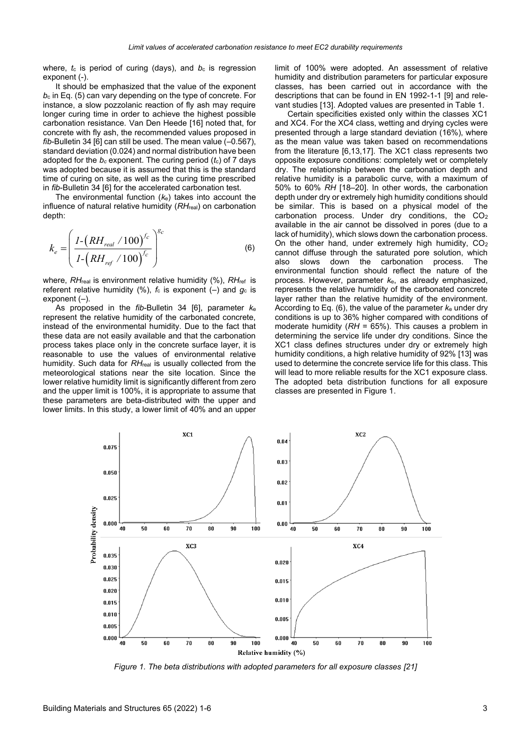where, $t_c$ is period of curing (days), and $b_c$ is regression exponent (-).

It should be emphasized that the value of the exponent $b_c$ in Eq. (5) can vary depending on the type of concrete. For instance, a slow pozzolanic reaction of fly ash may require longer curing time in order to achieve the highest possible carbonation resistance. Van Den Heede [16] noted that, for concrete with fly ash, the recommended values proposed in *fib*-Bulletin 34 [6] can still be used. The mean value (–0.567), standard deviation (0.024) and normal distribution have been adopted for the $b_c$ exponent. The curing period ($t_c$) of 7 days was adopted because it is assumed that this is the standard time of curing on site, as well as the curing time prescribed in *fib*-Bulletin 34 [6] for the accelerated carbonation test.

The environmental function ($k_e$) takes into account the influence of natural relative humidity ($RH_{real}$) on carbonation depth:

$$k_e = \left( \frac{1-\left(RH_{real}/100\right)^{f_c}}{1-\left(RH_{ref}/100\right)^{f_c}} \right)^{g_c} \tag{6}$$

where, $RH_{real}$ is environment relative humidity (%), $RH_{ref}$ is referent relative humidity (%), $f_c$ is exponent (–) and $g_c$ is exponent (–).

As proposed in the *fib*-Bulletin 34 [6], parameter $k_e$ represent the relative humidity of the carbonated concrete, instead of the environmental humidity. Due to the fact that these data are not easily available and that the carbonation process takes place only in the concrete surface layer, it is reasonable to use the values of environmental relative humidity. Such data for $RH_{real}$ is usually collected from the meteorological stations near the site location. Since the lower relative humidity limit is significantly different from zero and the upper limit is 100%, it is appropriate to assume that these parameters are beta-distributed with the upper and lower limits. In this study, a lower limit of 40% and an upper limit of 100% were adopted. An assessment of relative humidity and distribution parameters for particular exposure classes, has been carried out in accordance with the descriptions that can be found in EN 1992-1-1 [9] and relevant studies [13]. Adopted values are presented in Table 1.

Certain specificities existed only within the classes XC1 and XC4. For the XC4 class, wetting and drying cycles were presented through a large standard deviation (16%), where as the mean value was taken based on recommendations from the literature [6,13,17]. The XC1 class represents two opposite exposure conditions: completely wet or completely dry. The relationship between the carbonation depth and relative humidity is a parabolic curve, with a maximum of 50% to 60% *RH* [18–20]. In other words, the carbonation depth under dry or extremely high humidity conditions should be similar. This is based on a physical model of the carbonation process. Under dry conditions, the $CO_2$ available in the air cannot be dissolved in pores (due to a lack of humidity), which slows down the carbonation process. On the other hand, under extremely high humidity, $CO_2$ cannot diffuse through the saturated pore solution, which also slows down the carbonation process. The environmental function should reflect the nature of the process. However, parameter $k_e$, as already emphasized, represents the relative humidity of the carbonated concrete layer rather than the relative humidity of the environment. According to Eq. (6), the value of the parameter $k_e$ under dry conditions is up to 36% higher compared with conditions of moderate humidity (*RH* = 65%). This causes a problem in determining the service life under dry conditions. Since the XC1 class defines structures under dry or extremely high humidity conditions, a high relative humidity of 92% [13] was used to determine the concrete service life for this class. This will lead to more reliable results for the XC1 exposure class. The adopted beta distribution functions for all exposure classes are presented in Figure 1.

*Figure 1. The beta distributions with adopted parameters for all exposure classes [21]*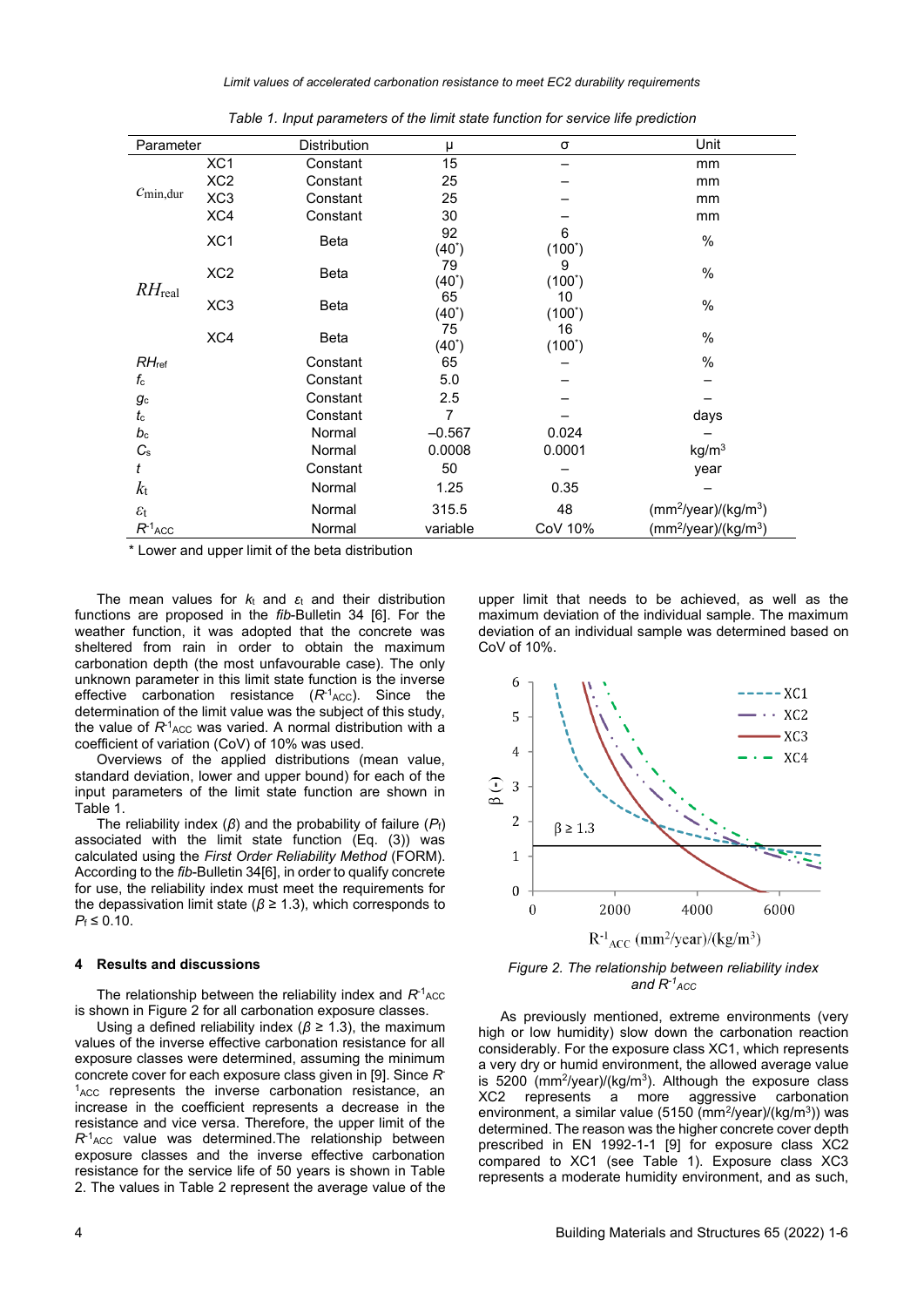*Table 1. Input parameters of the limit state function for service life prediction*

| Parameter | | Distribution | μ | σ | Unit |
|---|---|---|---|---|---|
| $c_{\mathrm{min,dur}}$ | XC1 | Constant | 15 | – | mm |
| | XC2 | Constant | 25 | – | mm |
| | XC3 | Constant | 25 | – | mm |
| | XC4 | Constant | 30 | – | mm |
| $RH_{\mathrm{real}}$ | XC1 | Beta | 92 (40*) | 6 (100*) | % |
| | XC2 | Beta | 79 (40*) | 9 (100*) | % |
| | XC3 | Beta | 65 (40*) | 10 (100*) | % |
| | XC4 | Beta | 75 (40*) | 16 (100*) | % |
| $RH_{\mathrm{ref}}$ | | Constant | 65 | – | % |
| $f_c$ | | Constant | 5.0 | – | – |
| $g_c$ | | Constant | 2.5 | – | – |
| $t_c$ | | Constant | 7 | – | days |
| $b_c$ | | Normal | –0.567 | 0.024 | – |
| $C_s$ | | Normal | 0.0008 | 0.0001 | kg/m³ |
| $t$ | | Constant | 50 | – | year |
| $k_t$ | | Normal | 1.25 | 0.35 | – |
| $\varepsilon_t$ | | Normal | 315.5 | 48 | (mm²/year)/(kg/m³) |
| $R^{-1}_{\mathrm{ACC}}$ | | Normal | variable | CoV 10% | (mm²/year)/(kg/m³) |

\* Lower and upper limit of the beta distribution

The mean values for $k_t$ and $\varepsilon_t$ and their distribution functions are proposed in the *fib*-Bulletin 34 [6]. For the weather function, it was adopted that the concrete was sheltered from rain in order to obtain the maximum carbonation depth (the most unfavourable case). The only unknown parameter in this limit state function is the inverse effective carbonation resistance ($R^{-1}_{\mathrm{ACC}}$). Since the determination of the limit value was the subject of this study, the value of $R^{-1}_{\mathrm{ACC}}$ was varied. A normal distribution with a coefficient of variation (CoV) of 10% was used.

Overviews of the applied distributions (mean value, standard deviation, lower and upper bound) for each of the input parameters of the limit state function are shown in Table 1.

The reliability index ($\beta$) and the probability of failure ($P_f$) associated with the limit state function (Eq. (3)) was calculated using the *First Order Reliability Method* (FORM). According to the *fib*-Bulletin 34[6], in order to qualify concrete for use, the reliability index must meet the requirements for the depassivation limit state ($\beta \geq 1.3$), which corresponds to $P_f \leq 0.10$.

## 4 Results and discussions

The relationship between the reliability index and $R^{-1}_{\mathrm{ACC}}$ is shown in Figure 2 for all carbonation exposure classes.

Using a defined reliability index ($\beta \geq 1.3$), the maximum values of the inverse effective carbonation resistance for all exposure classes were determined, assuming the minimum concrete cover for each exposure class given in [9]. Since $R^{-1}_{\mathrm{ACC}}$ represents the inverse carbonation resistance, an increase in the coefficient represents a decrease in the resistance and vice versa. Therefore, the upper limit of the $R^{-1}_{\mathrm{ACC}}$ value was determined.The relationship between exposure classes and the inverse effective carbonation resistance for the service life of 50 years is shown in Table 2. The values in Table 2 represent the average value of the upper limit that needs to be achieved, as well as the maximum deviation of the individual sample. The maximum deviation of an individual sample was determined based on CoV of 10%.

*Figure 2. The relationship between reliability index and $R^{-1}_{ACC}$*

As previously mentioned, extreme environments (very high or low humidity) slow down the carbonation reaction considerably. For the exposure class XC1, which represents a very dry or humid environment, the allowed average value is 5200 (mm²/year)/(kg/m³). Although the exposure class XC2 represents a more aggressive carbonation environment, a similar value (5150 (mm²/year)/(kg/m³)) was determined. The reason was the higher concrete cover depth prescribed in EN 1992-1-1 [9] for exposure class XC2 compared to XC1 (see Table 1). Exposure class XC3 represents a moderate humidity environment, and as such,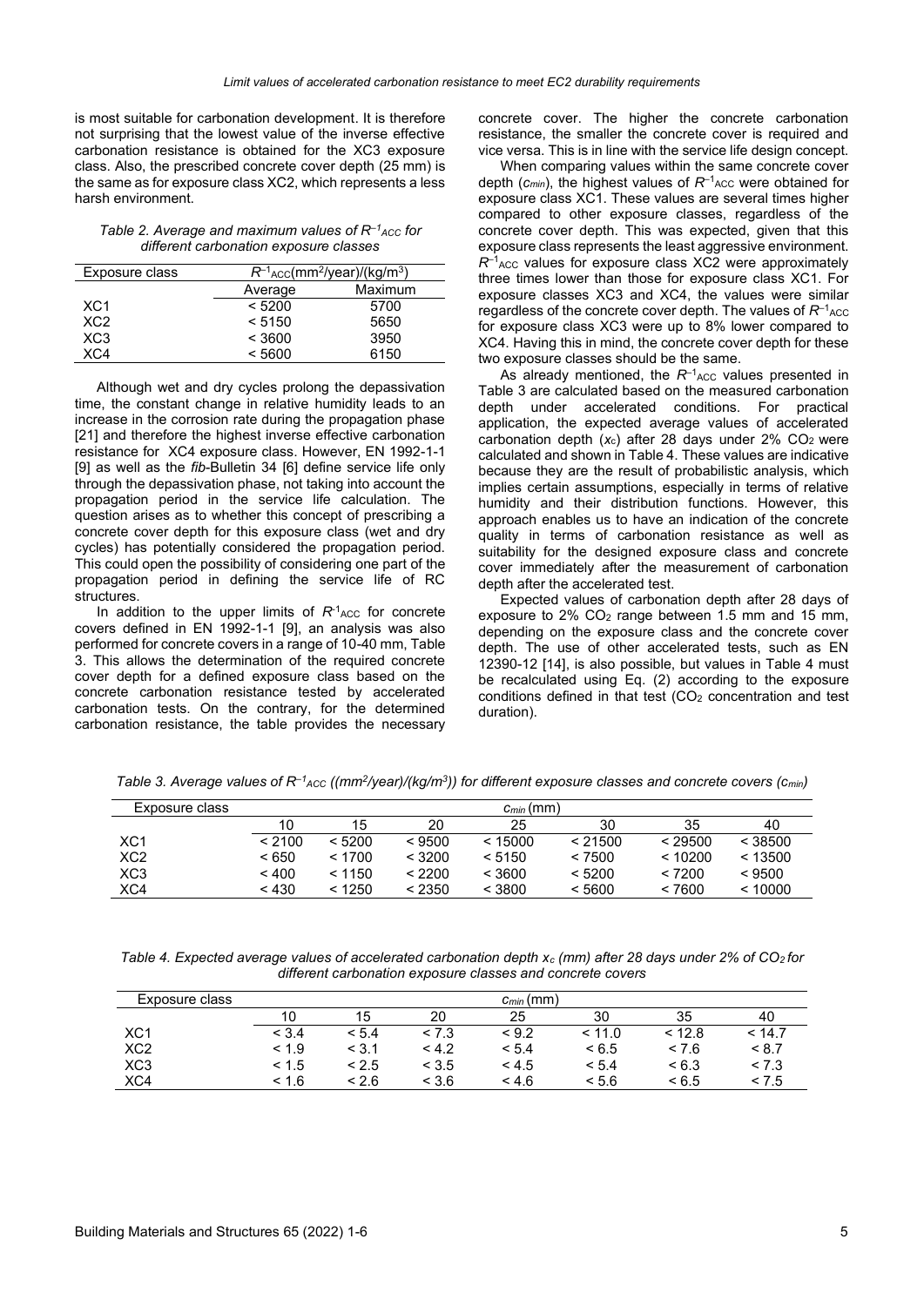is most suitable for carbonation development. It is therefore not surprising that the lowest value of the inverse effective carbonation resistance is obtained for the XC3 exposure class. Also, the prescribed concrete cover depth (25 mm) is the same as for exposure class XC2, which represents a less harsh environment.

*Table 2. Average and maximum values of $R^{-1}_{ACC}$ for different carbonation exposure classes*

| Exposure class | $R^{-1}_{ACC}$(mm²/year)/(kg/m³) | |
|---|---|---|
| | Average | Maximum |
| XC1 | < 5200 | 5700 |
| XC2 | < 5150 | 5650 |
| XC3 | < 3600 | 3950 |
| XC4 | < 5600 | 6150 |

Although wet and dry cycles prolong the depassivation time, the constant change in relative humidity leads to an increase in the corrosion rate during the propagation phase [21] and therefore the highest inverse effective carbonation resistance for XC4 exposure class. However, EN 1992-1-1 [9] as well as the *fib*-Bulletin 34 [6] define service life only through the depassivation phase, not taking into account the propagation period in the service life calculation. The question arises as to whether this concept of prescribing a concrete cover depth for this exposure class (wet and dry cycles) has potentially considered the propagation period. This could open the possibility of considering one part of the propagation period in defining the service life of RC structures.

In addition to the upper limits of $R^{-1}_{ACC}$ for concrete covers defined in EN 1992-1-1 [9], an analysis was also performed for concrete covers in a range of 10-40 mm, Table 3. This allows the determination of the required concrete cover depth for a defined exposure class based on the concrete carbonation resistance tested by accelerated carbonation tests. On the contrary, for the determined carbonation resistance, the table provides the necessary concrete cover. The higher the concrete carbonation resistance, the smaller the concrete cover is required and vice versa. This is in line with the service life design concept.

When comparing values within the same concrete cover depth ($c_{min}$), the highest values of $R^{-1}_{ACC}$ were obtained for exposure class XC1. These values are several times higher compared to other exposure classes, regardless of the concrete cover depth. This was expected, given that this exposure class represents the least aggressive environment. $R^{-1}_{ACC}$ values for exposure class XC2 were approximately three times lower than those for exposure class XC1. For exposure classes XC3 and XC4, the values were similar regardless of the concrete cover depth. The values of $R^{-1}_{ACC}$ for exposure class XC3 were up to 8% lower compared to XC4. Having this in mind, the concrete cover depth for these two exposure classes should be the same.

As already mentioned, the $R^{-1}_{ACC}$ values presented in Table 3 are calculated based on the measured carbonation depth under accelerated conditions. For practical application, the expected average values of accelerated carbonation depth ($x_c$) after 28 days under 2% $CO_2$ were calculated and shown in Table 4. These values are indicative because they are the result of probabilistic analysis, which implies certain assumptions, especially in terms of relative humidity and their distribution functions. However, this approach enables us to have an indication of the concrete quality in terms of carbonation resistance as well as suitability for the designed exposure class and concrete cover immediately after the measurement of carbonation depth after the accelerated test.

Expected values of carbonation depth after 28 days of exposure to 2% $CO_2$ range between 1.5 mm and 15 mm, depending on the exposure class and the concrete cover depth. The use of other accelerated tests, such as EN 12390-12 [14], is also possible, but values in Table 4 must be recalculated using Eq. (2) according to the exposure conditions defined in that test ($CO_2$ concentration and test duration).

*Table 3. Average values of $R^{-1}_{ACC}$ ((mm²/year)/(kg/m³)) for different exposure classes and concrete covers ($c_{min}$)*

| Exposure class | $c_{min}$ (mm) | | | | | | |
|---|---|---|---|---|---|---|---|
| | 10 | 15 | 20 | 25 | 30 | 35 | 40 |
| XC1 | < 2100 | < 5200 | < 9500 | < 15000 | < 21500 | < 29500 | < 38500 |
| XC2 | < 650 | < 1700 | < 3200 | < 5150 | < 7500 | < 10200 | < 13500 |
| XC3 | < 400 | < 1150 | < 2200 | < 3600 | < 5200 | < 7200 | < 9500 |
| XC4 | < 430 | < 1250 | < 2350 | < 3800 | < 5600 | < 7600 | < 10000 |

*Table 4. Expected average values of accelerated carbonation depth $x_c$ (mm) after 28 days under 2% of $CO_2$ for different carbonation exposure classes and concrete covers*

| Exposure class | $c_{min}$ (mm) | | | | | | |
|---|---|---|---|---|---|---|---|
| | 10 | 15 | 20 | 25 | 30 | 35 | 40 |
| XC1 | < 3.4 | < 5.4 | < 7.3 | < 9.2 | < 11.0 | < 12.8 | < 14.7 |
| XC2 | < 1.9 | < 3.1 | < 4.2 | < 5.4 | < 6.5 | < 7.6 | < 8.7 |
| XC3 | < 1.5 | < 2.5 | < 3.5 | < 4.5 | < 5.4 | < 6.3 | < 7.3 |
| XC4 | < 1.6 | < 2.6 | < 3.6 | < 4.6 | < 5.6 | < 6.5 | < 7.5 |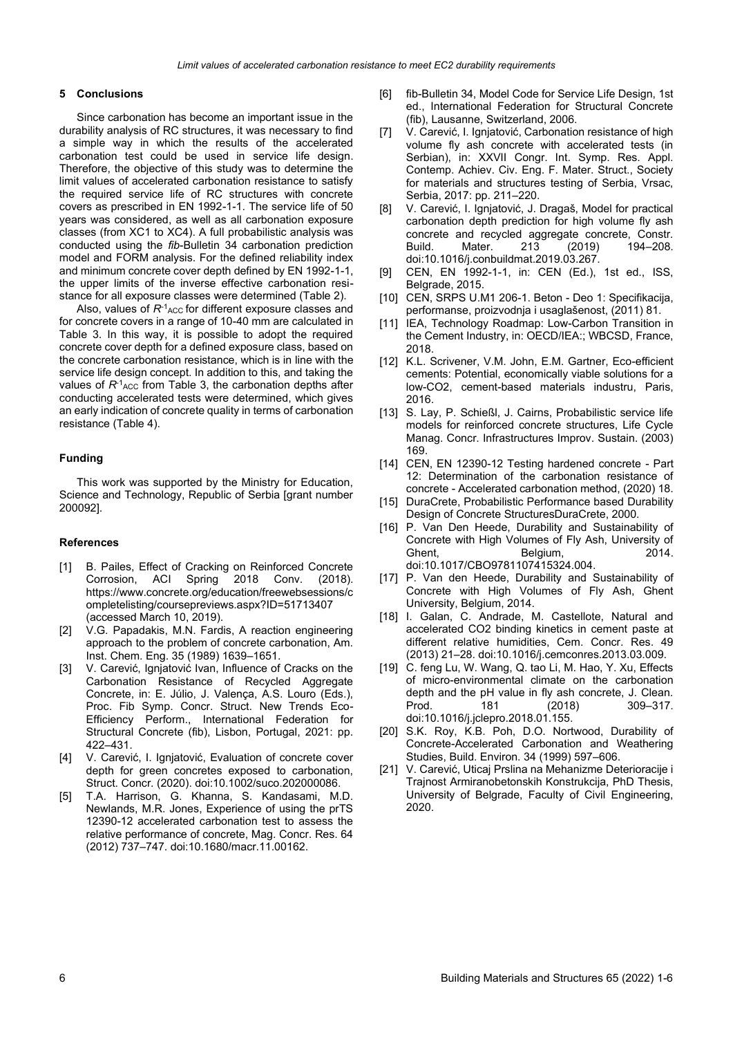## 5 Conclusions

Since carbonation has become an important issue in the durability analysis of RC structures, it was necessary to find a simple way in which the results of the accelerated carbonation test could be used in service life design. Therefore, the objective of this study was to determine the limit values of accelerated carbonation resistance to satisfy the required service life of RC structures with concrete covers as prescribed in EN 1992-1-1. The service life of 50 years was considered, as well as all carbonation exposure classes (from XC1 to XC4). A full probabilistic analysis was conducted using the *fib*-Bulletin 34 carbonation prediction model and FORM analysis. For the defined reliability index and minimum concrete cover depth defined by EN 1992-1-1, the upper limits of the inverse effective carbonation resistance for all exposure classes were determined (Table 2).

Also, values of $R^{-1}_{ACC}$ for different exposure classes and for concrete covers in a range of 10-40 mm are calculated in Table 3. In this way, it is possible to adopt the required concrete cover depth for a defined exposure class, based on the concrete carbonation resistance, which is in line with the service life design concept. In addition to this, and taking the values of $R^{-1}_{ACC}$ from Table 3, the carbonation depths after conducting accelerated tests were determined, which gives an early indication of concrete quality in terms of carbonation resistance (Table 4).

## Funding

This work was supported by the Ministry for Education, Science and Technology, Republic of Serbia [grant number 200092].

## References

[1] B. Pailes, Effect of Cracking on Reinforced Concrete Corrosion, ACI Spring 2018 Conv. (2018). https://www.concrete.org/education/freewebsessions/completelisting/coursepreviews.aspx?ID=51713407 (accessed March 10, 2019).

[2] V.G. Papadakis, M.N. Fardis, A reaction engineering approach to the problem of concrete carbonation, Am. Inst. Chem. Eng. 35 (1989) 1639–1651.

[3] V. Carević, Ignjatović Ivan, Influence of Cracks on the Carbonation Resistance of Recycled Aggregate Concrete, in: E. Júlio, J. Valença, A.S. Louro (Eds.), Proc. Fib Symp. Concr. Struct. New Trends Eco-Efficiency Perform., International Federation for Structural Concrete (fib), Lisbon, Portugal, 2021: pp. 422–431.

[4] V. Carević, I. Ignjatović, Evaluation of concrete cover depth for green concretes exposed to carbonation, Struct. Concr. (2020). doi:10.1002/suco.202000086.

[5] T.A. Harrison, G. Khanna, S. Kandasami, M.D. Newlands, M.R. Jones, Experience of using the prTS 12390-12 accelerated carbonation test to assess the relative performance of concrete, Mag. Concr. Res. 64 (2012) 737–747. doi:10.1680/macr.11.00162.

[6] fib-Bulletin 34, Model Code for Service Life Design, 1st ed., International Federation for Structural Concrete (fib), Lausanne, Switzerland, 2006.

[7] V. Carević, I. Ignjatović, Carbonation resistance of high volume fly ash concrete with accelerated tests (in Serbian), in: XXVII Congr. Int. Symp. Res. Appl. Contemp. Achiev. Civ. Eng. F. Mater. Struct., Society for materials and structures testing of Serbia, Vrsac, Serbia, 2017: pp. 211–220.

[8] V. Carević, I. Ignjatović, J. Dragaš, Model for practical carbonation depth prediction for high volume fly ash concrete and recycled aggregate concrete, Constr. Build. Mater. 213 (2019) 194–208. doi:10.1016/j.conbuildmat.2019.03.267.

[9] CEN, EN 1992-1-1, in: CEN (Ed.), 1st ed., ISS, Belgrade, 2015.

[10] CEN, SRPS U.M1 206-1. Beton - Deo 1: Specifikacija, performanse, proizvodnja i usaglašenost, (2011) 81.

[11] IEA, Technology Roadmap: Low-Carbon Transition in the Cement Industry, in: OECD/IEA:; WBCSD, France, 2018.

[12] K.L. Scrivener, V.M. John, E.M. Gartner, Eco-efficient cements: Potential, economically viable solutions for a low-CO2, cement-based materials industru, Paris, 2016.

[13] S. Lay, P. Schießl, J. Cairns, Probabilistic service life models for reinforced concrete structures, Life Cycle Manag. Concr. Infrastructures Improv. Sustain. (2003) 169.

[14] CEN, EN 12390-12 Testing hardened concrete - Part 12: Determination of the carbonation resistance of concrete - Accelerated carbonation method, (2020) 18.

[15] DuraCrete, Probabilistic Performance based Durability Design of Concrete StructuresDuraCrete, 2000.

[16] P. Van Den Heede, Durability and Sustainability of Concrete with High Volumes of Fly Ash, University of Ghent, Belgium, 2014. doi:10.1017/CBO9781107415324.004.

[17] P. Van den Heede, Durability and Sustainability of Concrete with High Volumes of Fly Ash, Ghent University, Belgium, 2014.

[18] I. Galan, C. Andrade, M. Castellote, Natural and accelerated CO2 binding kinetics in cement paste at different relative humidities, Cem. Concr. Res. 49 (2013) 21–28. doi:10.1016/j.cemconres.2013.03.009.

[19] C. feng Lu, W. Wang, Q. tao Li, M. Hao, Y. Xu, Effects of micro-environmental climate on the carbonation depth and the pH value in fly ash concrete, J. Clean. Prod. 181 (2018) 309–317. doi:10.1016/j.jclepro.2018.01.155.

[20] S.K. Roy, K.B. Poh, D.O. Nortwood, Durability of Concrete-Accelerated Carbonation and Weathering Studies, Build. Environ. 34 (1999) 597–606.

[21] V. Carević, Uticaj Prslina na Mehanizme Deterioracije i Trajnost Armiranobetonskih Konstrukcija, PhD Thesis, University of Belgrade, Faculty of Civil Engineering, 2020.